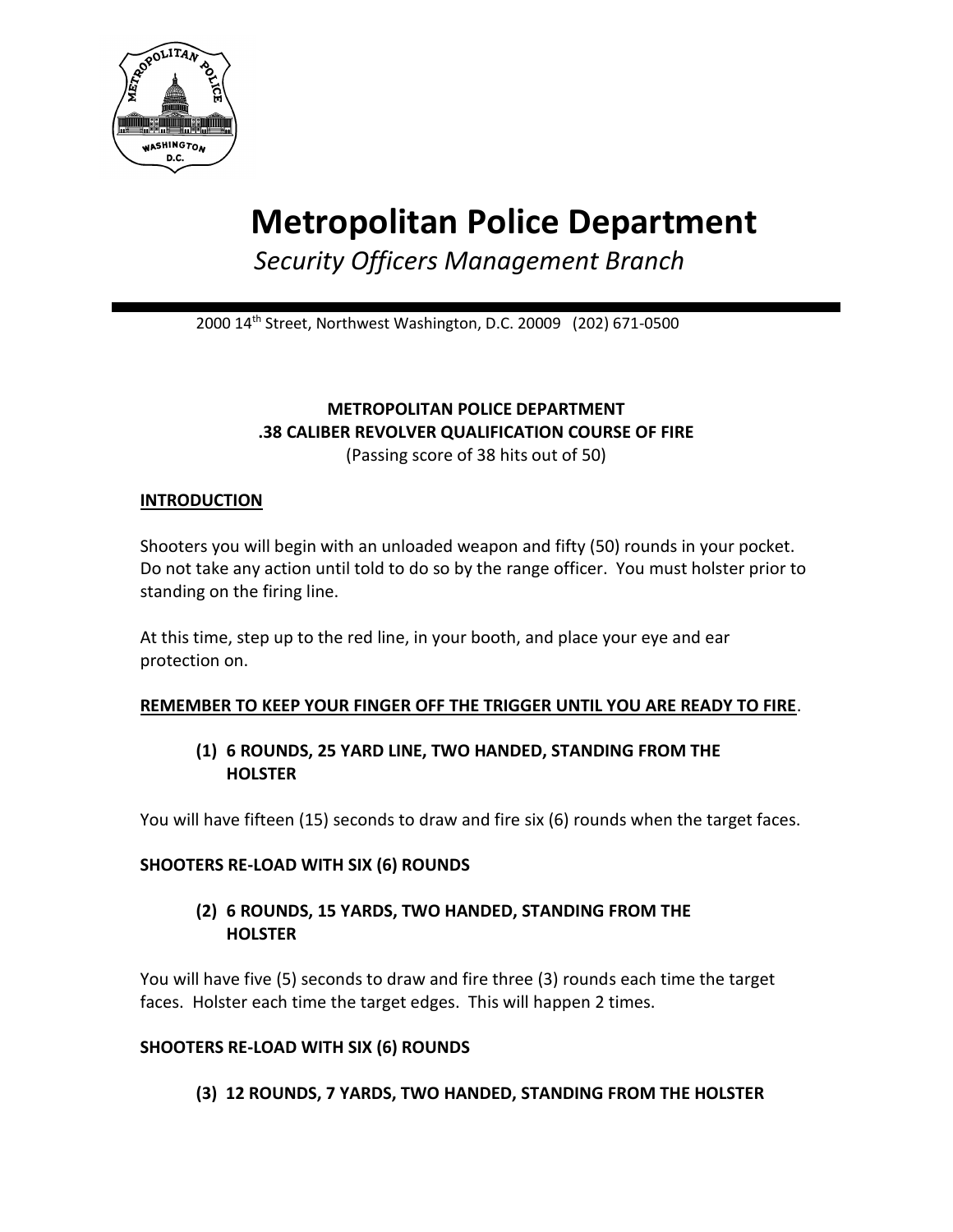# Metropolitan Police Department

*Security Officers Management Branch*

2000 14th Street, Northwest Washington, D.C. 20009 (202) 671-0500

**METROPOLITAN POLICE DEPARTMENT**
**.38 CALIBER REVOLVER QUALIFICATION COURSE OF FIRE**
(Passing score of 38 hits out of 50)

**INTRODUCTION**

Shooters you will begin with an unloaded weapon and fifty (50) rounds in your pocket. Do not take any action until told to do so by the range officer. You must holster prior to standing on the firing line.

At this time, step up to the red line, in your booth, and place your eye and ear protection on.

**REMEMBER TO KEEP YOUR FINGER OFF THE TRIGGER UNTIL YOU ARE READY TO FIRE**.

**(1) 6 ROUNDS, 25 YARD LINE, TWO HANDED, STANDING FROM THE HOLSTER**

You will have fifteen (15) seconds to draw and fire six (6) rounds when the target faces.

**SHOOTERS RE-LOAD WITH SIX (6) ROUNDS**

**(2) 6 ROUNDS, 15 YARDS, TWO HANDED, STANDING FROM THE HOLSTER**

You will have five (5) seconds to draw and fire three (3) rounds each time the target faces. Holster each time the target edges. This will happen 2 times.

**SHOOTERS RE-LOAD WITH SIX (6) ROUNDS**

**(3) 12 ROUNDS, 7 YARDS, TWO HANDED, STANDING FROM THE HOLSTER**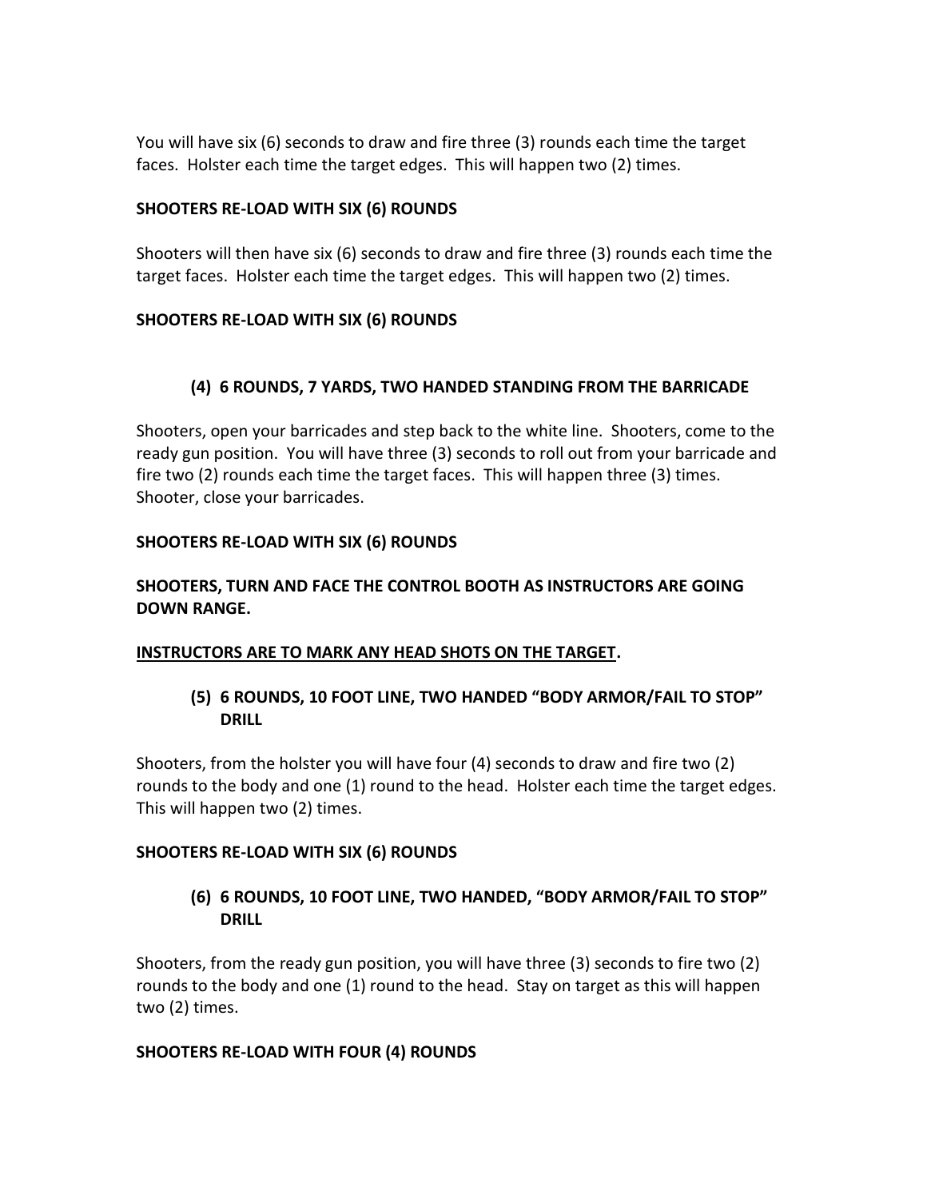You will have six (6) seconds to draw and fire three (3) rounds each time the target faces. Holster each time the target edges. This will happen two (2) times.

**SHOOTERS RE-LOAD WITH SIX (6) ROUNDS**

Shooters will then have six (6) seconds to draw and fire three (3) rounds each time the target faces. Holster each time the target edges. This will happen two (2) times.

**SHOOTERS RE-LOAD WITH SIX (6) ROUNDS**

### (4) 6 ROUNDS, 7 YARDS, TWO HANDED STANDING FROM THE BARRICADE

Shooters, open your barricades and step back to the white line. Shooters, come to the ready gun position. You will have three (3) seconds to roll out from your barricade and fire two (2) rounds each time the target faces. This will happen three (3) times. Shooter, close your barricades.

**SHOOTERS RE-LOAD WITH SIX (6) ROUNDS**

**SHOOTERS, TURN AND FACE THE CONTROL BOOTH AS INSTRUCTORS ARE GOING DOWN RANGE.**

<u>**INSTRUCTORS ARE TO MARK ANY HEAD SHOTS ON THE TARGET**</u>**.**

### (5) 6 ROUNDS, 10 FOOT LINE, TWO HANDED "BODY ARMOR/FAIL TO STOP" DRILL

Shooters, from the holster you will have four (4) seconds to draw and fire two (2) rounds to the body and one (1) round to the head. Holster each time the target edges. This will happen two (2) times.

**SHOOTERS RE-LOAD WITH SIX (6) ROUNDS**

### (6) 6 ROUNDS, 10 FOOT LINE, TWO HANDED, "BODY ARMOR/FAIL TO STOP" DRILL

Shooters, from the ready gun position, you will have three (3) seconds to fire two (2) rounds to the body and one (1) round to the head. Stay on target as this will happen two (2) times.

**SHOOTERS RE-LOAD WITH FOUR (4) ROUNDS**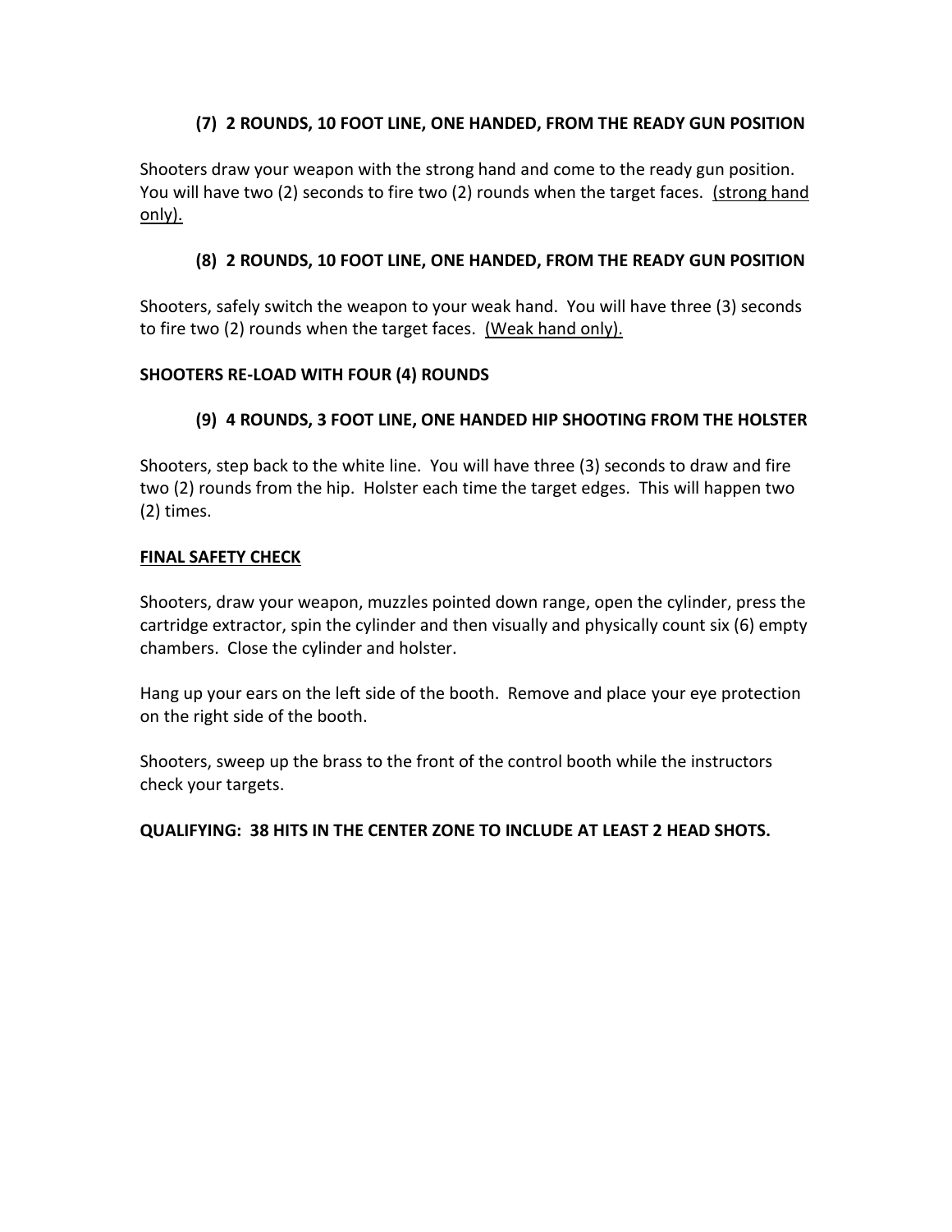### (7) 2 ROUNDS, 10 FOOT LINE, ONE HANDED, FROM THE READY GUN POSITION

Shooters draw your weapon with the strong hand and come to the ready gun position. You will have two (2) seconds to fire two (2) rounds when the target faces. <u>(strong hand only).</u>

### (8) 2 ROUNDS, 10 FOOT LINE, ONE HANDED, FROM THE READY GUN POSITION

Shooters, safely switch the weapon to your weak hand. You will have three (3) seconds to fire two (2) rounds when the target faces. <u>(Weak hand only).</u>

**SHOOTERS RE-LOAD WITH FOUR (4) ROUNDS**

### (9) 4 ROUNDS, 3 FOOT LINE, ONE HANDED HIP SHOOTING FROM THE HOLSTER

Shooters, step back to the white line. You will have three (3) seconds to draw and fire two (2) rounds from the hip. Holster each time the target edges. This will happen two (2) times.

**<u>FINAL SAFETY CHECK</u>**

Shooters, draw your weapon, muzzles pointed down range, open the cylinder, press the cartridge extractor, spin the cylinder and then visually and physically count six (6) empty chambers. Close the cylinder and holster.

Hang up your ears on the left side of the booth. Remove and place your eye protection on the right side of the booth.

Shooters, sweep up the brass to the front of the control booth while the instructors check your targets.

**QUALIFYING: 38 HITS IN THE CENTER ZONE TO INCLUDE AT LEAST 2 HEAD SHOTS.**